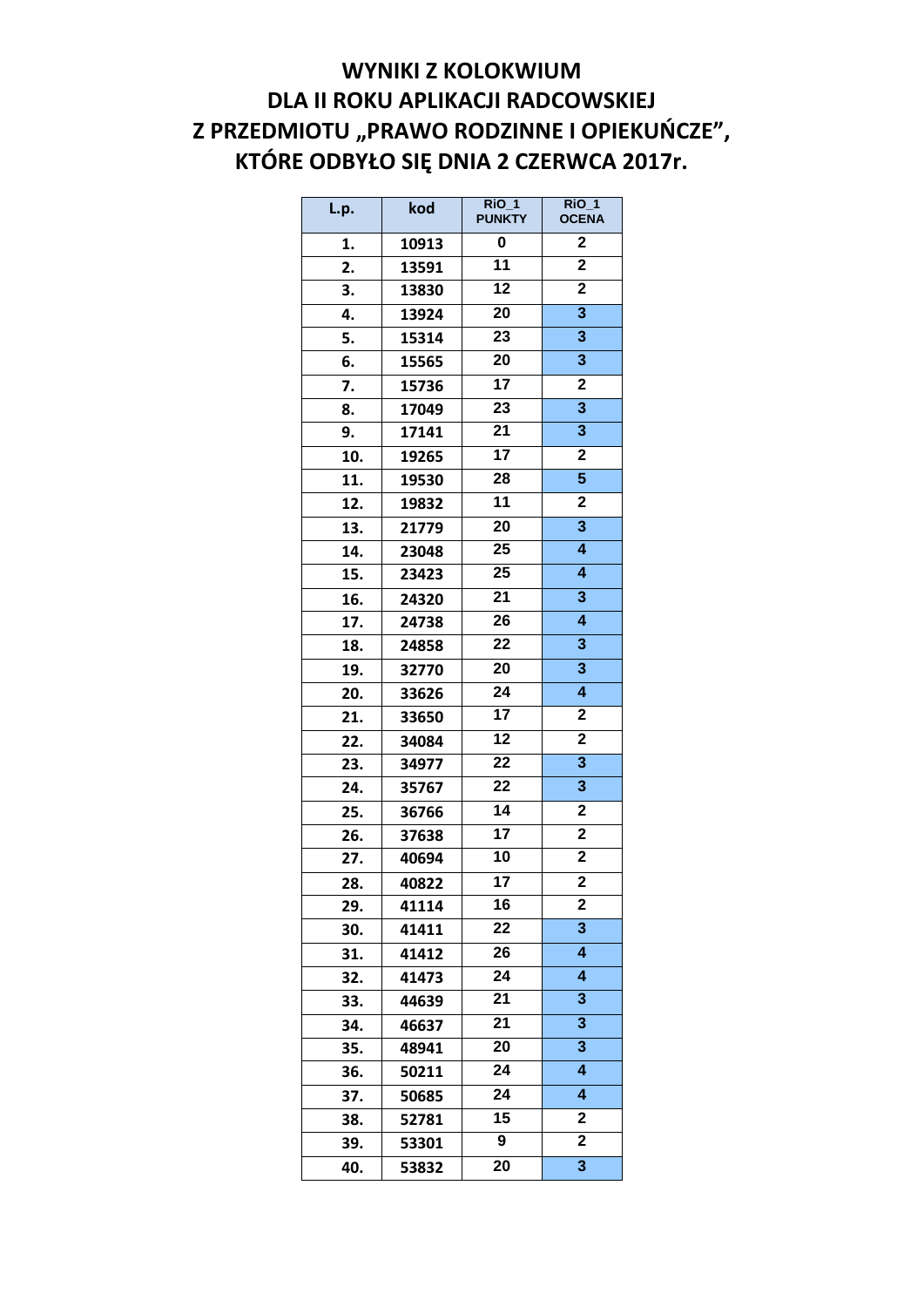# WYNIKI Z KOLOKWIUM
# DLA II ROKU APLIKACJI RADCOWSKIEJ
# Z PRZEDMIOTU „PRAWO RODZINNE I OPIEKUŃCZE",
# KTÓRE ODBYŁO SIĘ DNIA 2 CZERWCA 2017r.

| L.p. | kod | RiO_1 PUNKTY | RiO_1 OCENA |
|---|---|---|---|
| 1. | 10913 | 0 | 2 |
| 2. | 13591 | 11 | 2 |
| 3. | 13830 | 12 | 2 |
| 4. | 13924 | 20 | 3 |
| 5. | 15314 | 23 | 3 |
| 6. | 15565 | 20 | 3 |
| 7. | 15736 | 17 | 2 |
| 8. | 17049 | 23 | 3 |
| 9. | 17141 | 21 | 3 |
| 10. | 19265 | 17 | 2 |
| 11. | 19530 | 28 | 5 |
| 12. | 19832 | 11 | 2 |
| 13. | 21779 | 20 | 3 |
| 14. | 23048 | 25 | 4 |
| 15. | 23423 | 25 | 4 |
| 16. | 24320 | 21 | 3 |
| 17. | 24738 | 26 | 4 |
| 18. | 24858 | 22 | 3 |
| 19. | 32770 | 20 | 3 |
| 20. | 33626 | 24 | 4 |
| 21. | 33650 | 17 | 2 |
| 22. | 34084 | 12 | 2 |
| 23. | 34977 | 22 | 3 |
| 24. | 35767 | 22 | 3 |
| 25. | 36766 | 14 | 2 |
| 26. | 37638 | 17 | 2 |
| 27. | 40694 | 10 | 2 |
| 28. | 40822 | 17 | 2 |
| 29. | 41114 | 16 | 2 |
| 30. | 41411 | 22 | 3 |
| 31. | 41412 | 26 | 4 |
| 32. | 41473 | 24 | 4 |
| 33. | 44639 | 21 | 3 |
| 34. | 46637 | 21 | 3 |
| 35. | 48941 | 20 | 3 |
| 36. | 50211 | 24 | 4 |
| 37. | 50685 | 24 | 4 |
| 38. | 52781 | 15 | 2 |
| 39. | 53301 | 9 | 2 |
| 40. | 53832 | 20 | 3 |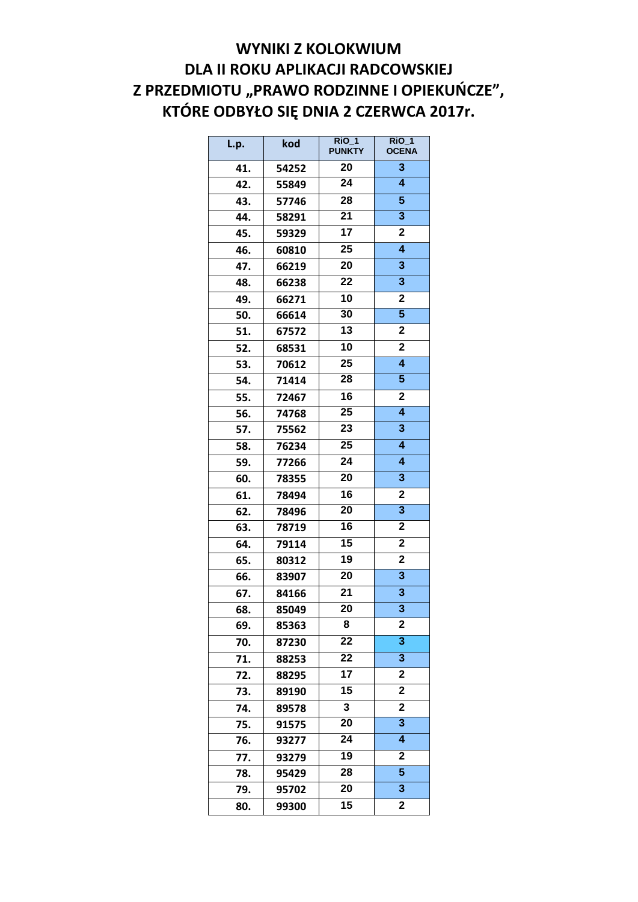# WYNIKI Z KOLOKWIUM
# DLA II ROKU APLIKACJI RADCOWSKIEJ
# Z PRZEDMIOTU „PRAWO RODZINNE I OPIEKUŃCZE”,
# KTÓRE ODBYŁO SIĘ DNIA 2 CZERWCA 2017r.

| L.p. | kod | RiO_1 PUNKTY | RiO_1 OCENA |
|---|---|---|---|
| 41. | 54252 | 20 | 3 |
| 42. | 55849 | 24 | 4 |
| 43. | 57746 | 28 | 5 |
| 44. | 58291 | 21 | 3 |
| 45. | 59329 | 17 | 2 |
| 46. | 60810 | 25 | 4 |
| 47. | 66219 | 20 | 3 |
| 48. | 66238 | 22 | 3 |
| 49. | 66271 | 10 | 2 |
| 50. | 66614 | 30 | 5 |
| 51. | 67572 | 13 | 2 |
| 52. | 68531 | 10 | 2 |
| 53. | 70612 | 25 | 4 |
| 54. | 71414 | 28 | 5 |
| 55. | 72467 | 16 | 2 |
| 56. | 74768 | 25 | 4 |
| 57. | 75562 | 23 | 3 |
| 58. | 76234 | 25 | 4 |
| 59. | 77266 | 24 | 4 |
| 60. | 78355 | 20 | 3 |
| 61. | 78494 | 16 | 2 |
| 62. | 78496 | 20 | 3 |
| 63. | 78719 | 16 | 2 |
| 64. | 79114 | 15 | 2 |
| 65. | 80312 | 19 | 2 |
| 66. | 83907 | 20 | 3 |
| 67. | 84166 | 21 | 3 |
| 68. | 85049 | 20 | 3 |
| 69. | 85363 | 8 | 2 |
| 70. | 87230 | 22 | 3 |
| 71. | 88253 | 22 | 3 |
| 72. | 88295 | 17 | 2 |
| 73. | 89190 | 15 | 2 |
| 74. | 89578 | 3 | 2 |
| 75. | 91575 | 20 | 3 |
| 76. | 93277 | 24 | 4 |
| 77. | 93279 | 19 | 2 |
| 78. | 95429 | 28 | 5 |
| 79. | 95702 | 20 | 3 |
| 80. | 99300 | 15 | 2 |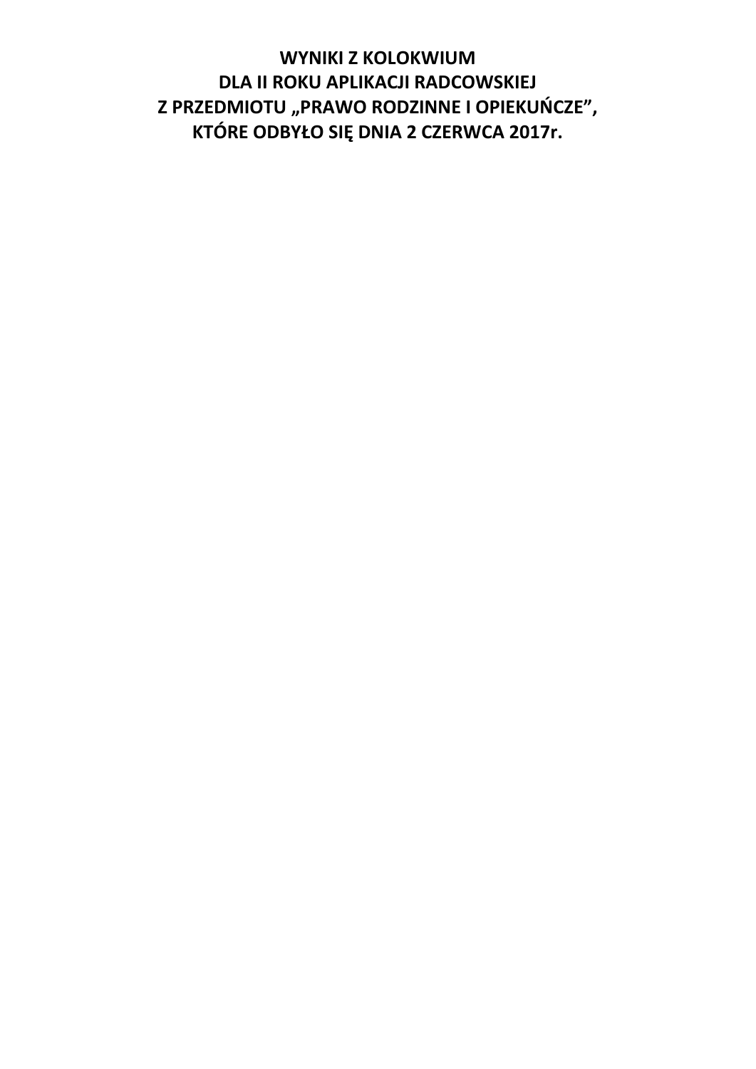# WYNIKI Z KOLOKWIUM DLA II ROKU APLIKACJI RADCOWSKIEJ Z PRZEDMIOTU „PRAWO RODZINNE I OPIEKUŃCZE”, KTÓRE ODBYŁO SIĘ DNIA 2 CZERWCA 2017r.